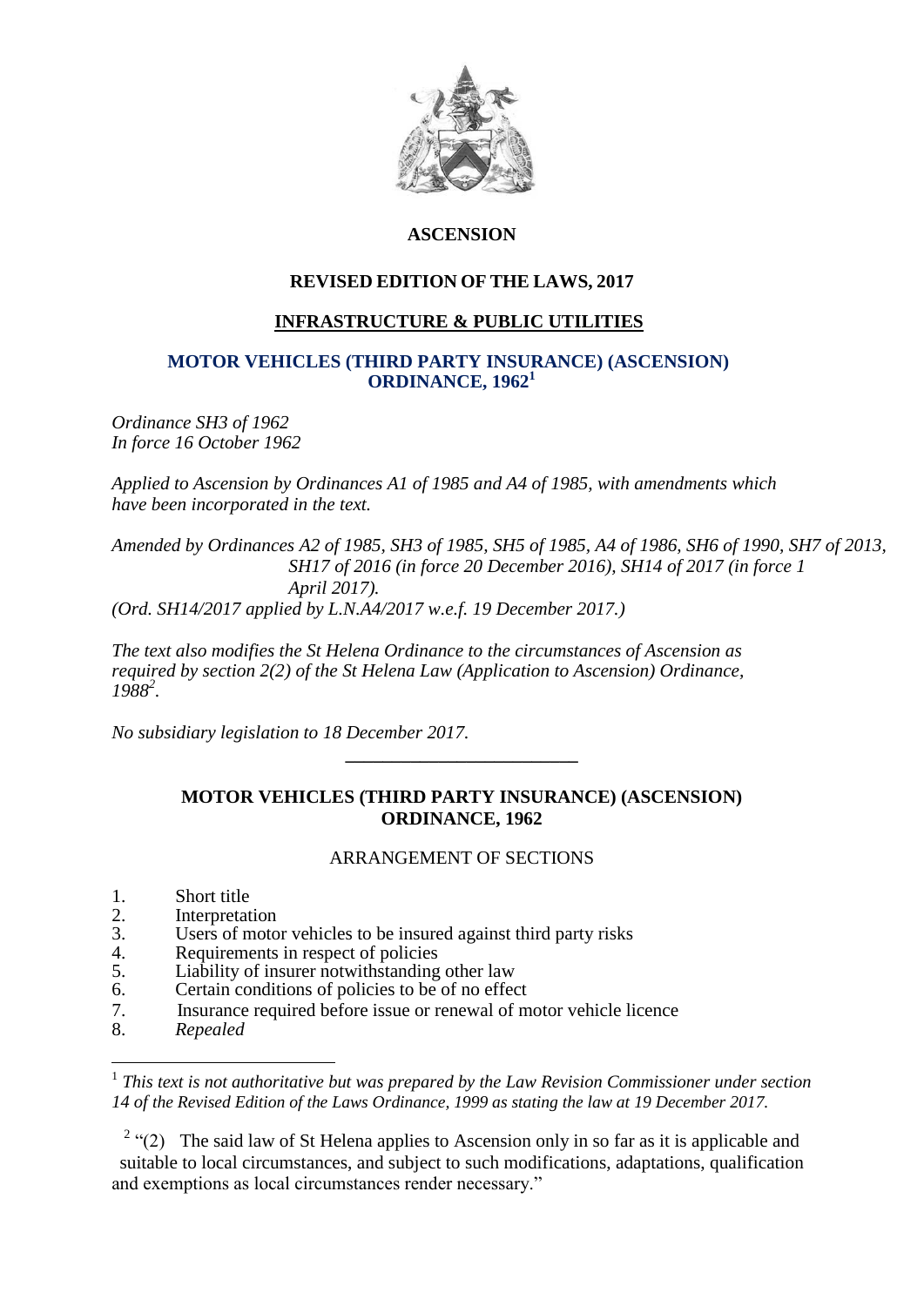# ASCENSION

## REVISED EDITION OF THE LAWS, 2017

## INFRASTRUCTURE & PUBLIC UTILITIES

## MOTOR VEHICLES (THIRD PARTY INSURANCE) (ASCENSION) ORDINANCE, 1962[1]

*Ordinance SH3 of 1962*
*In force 16 October 1962*

*Applied to Ascension by Ordinances A1 of 1985 and A4 of 1985, with amendments which have been incorporated in the text.*

*Amended by Ordinances A2 of 1985, SH3 of 1985, SH5 of 1985, A4 of 1986, SH6 of 1990, SH7 of 2013, SH17 of 2016 (in force 20 December 2016), SH14 of 2017 (in force 1 April 2017).*
*(Ord. SH14/2017 applied by L.N.A4/2017 w.e.f. 19 December 2017.)*

*The text also modifies the St Helena Ordinance to the circumstances of Ascension as required by section 2(2) of the St Helena Law (Application to Ascension) Ordinance, 1988[2].*

*No subsidiary legislation to 18 December 2017.*

---

## MOTOR VEHICLES (THIRD PARTY INSURANCE) (ASCENSION) ORDINANCE, 1962

### ARRANGEMENT OF SECTIONS

1. Short title
2. Interpretation
3. Users of motor vehicles to be insured against third party risks
4. Requirements in respect of policies
5. Liability of insurer notwithstanding other law
6. Certain conditions of policies to be of no effect
7. Insurance required before issue or renewal of motor vehicle licence
8. *Repealed*

---

[1] *This text is not authoritative but was prepared by the Law Revision Commissioner under section 14 of the Revised Edition of the Laws Ordinance, 1999 as stating the law at 19 December 2017.*

[2] "(2) The said law of St Helena applies to Ascension only in so far as it is applicable and suitable to local circumstances, and subject to such modifications, adaptations, qualification and exemptions as local circumstances render necessary."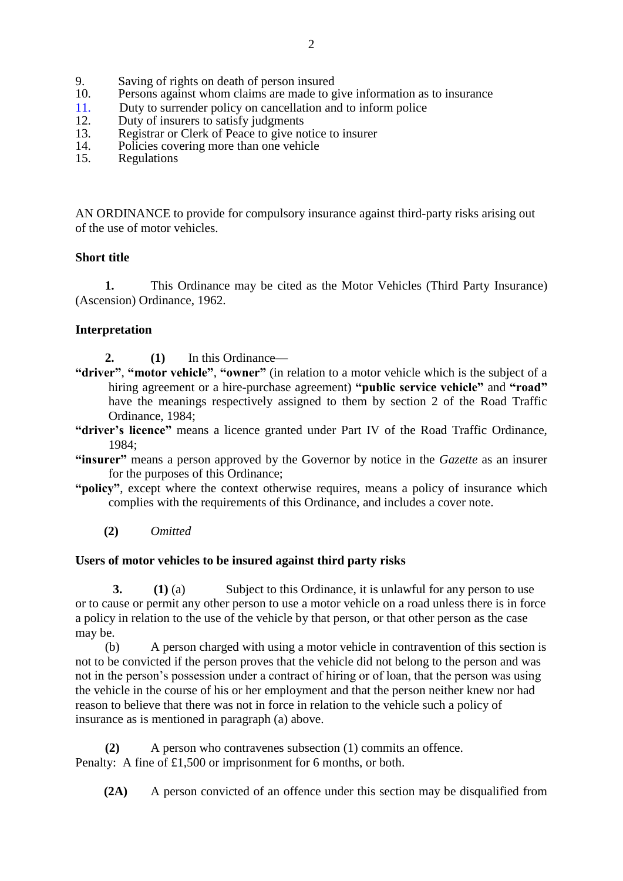9. Saving of rights on death of person insured
10. Persons against whom claims are made to give information as to insurance
11. Duty to surrender policy on cancellation and to inform police
12. Duty of insurers to satisfy judgments
13. Registrar or Clerk of Peace to give notice to insurer
14. Policies covering more than one vehicle
15. Regulations

AN ORDINANCE to provide for compulsory insurance against third-party risks arising out of the use of motor vehicles.

**Short title**

**1.** This Ordinance may be cited as the Motor Vehicles (Third Party Insurance) (Ascension) Ordinance, 1962.

**Interpretation**

**2.** **(1)** In this Ordinance—

**"driver"**, **"motor vehicle"**, **"owner"** (in relation to a motor vehicle which is the subject of a hiring agreement or a hire-purchase agreement) **"public service vehicle"** and **"road"** have the meanings respectively assigned to them by section 2 of the Road Traffic Ordinance, 1984;

**"driver's licence"** means a licence granted under Part IV of the Road Traffic Ordinance, 1984;

**"insurer"** means a person approved by the Governor by notice in the *Gazette* as an insurer for the purposes of this Ordinance;

**"policy"**, except where the context otherwise requires, means a policy of insurance which complies with the requirements of this Ordinance, and includes a cover note.

**(2)** *Omitted*

**Users of motor vehicles to be insured against third party risks**

**3.** **(1)** (a) Subject to this Ordinance, it is unlawful for any person to use or to cause or permit any other person to use a motor vehicle on a road unless there is in force a policy in relation to the use of the vehicle by that person, or that other person as the case may be.

(b) A person charged with using a motor vehicle in contravention of this section is not to be convicted if the person proves that the vehicle did not belong to the person and was not in the person's possession under a contract of hiring or of loan, that the person was using the vehicle in the course of his or her employment and that the person neither knew nor had reason to believe that there was not in force in relation to the vehicle such a policy of insurance as is mentioned in paragraph (a) above.

**(2)** A person who contravenes subsection (1) commits an offence.
Penalty: A fine of £1,500 or imprisonment for 6 months, or both.

**(2A)** A person convicted of an offence under this section may be disqualified from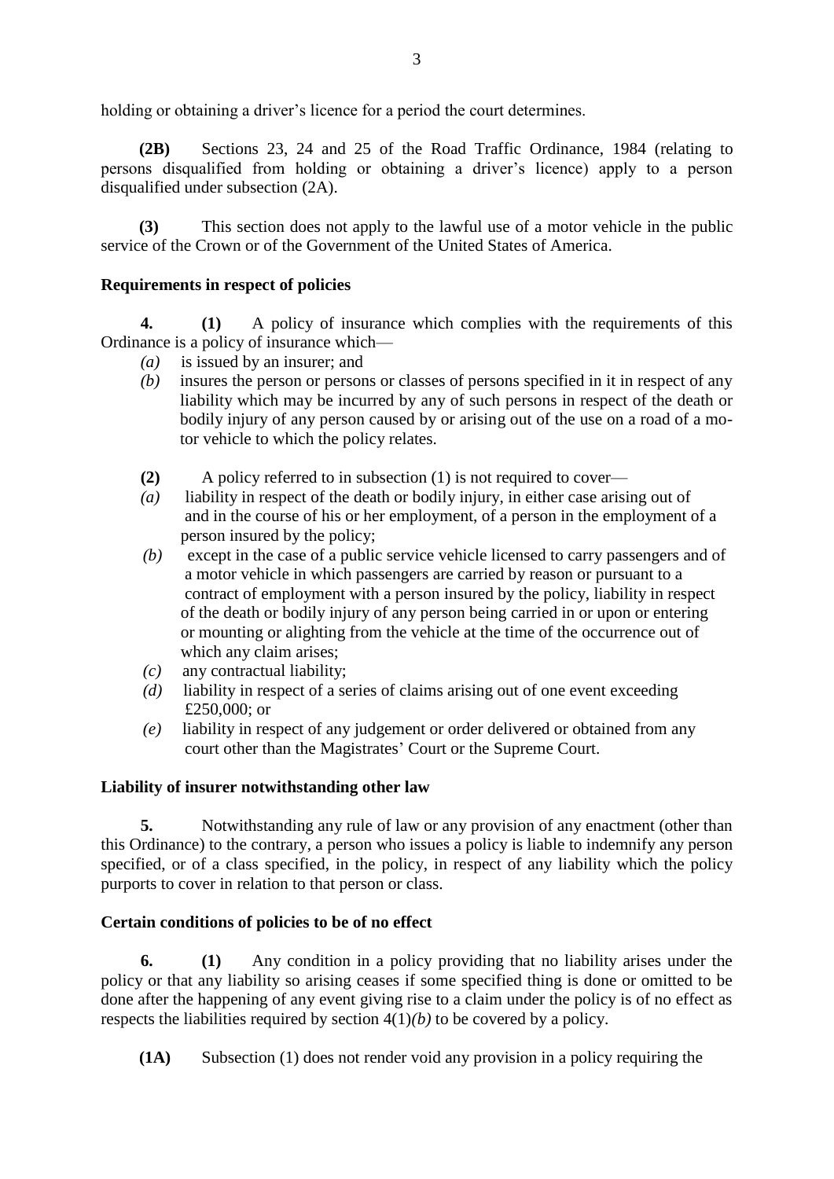holding or obtaining a driver's licence for a period the court determines.

**(2B)** Sections 23, 24 and 25 of the Road Traffic Ordinance, 1984 (relating to persons disqualified from holding or obtaining a driver's licence) apply to a person disqualified under subsection (2A).

**(3)** This section does not apply to the lawful use of a motor vehicle in the public service of the Crown or of the Government of the United States of America.

**Requirements in respect of policies**

**4. (1)** A policy of insurance which complies with the requirements of this Ordinance is a policy of insurance which—

*(a)* is issued by an insurer; and

*(b)* insures the person or persons or classes of persons specified in it in respect of any liability which may be incurred by any of such persons in respect of the death or bodily injury of any person caused by or arising out of the use on a road of a motor vehicle to which the policy relates.

**(2)** A policy referred to in subsection (1) is not required to cover—

*(a)* liability in respect of the death or bodily injury, in either case arising out of and in the course of his or her employment, of a person in the employment of a person insured by the policy;

*(b)* except in the case of a public service vehicle licensed to carry passengers and of a motor vehicle in which passengers are carried by reason or pursuant to a contract of employment with a person insured by the policy, liability in respect of the death or bodily injury of any person being carried in or upon or entering or mounting or alighting from the vehicle at the time of the occurrence out of which any claim arises;

*(c)* any contractual liability;

*(d)* liability in respect of a series of claims arising out of one event exceeding £250,000; or

*(e)* liability in respect of any judgement or order delivered or obtained from any court other than the Magistrates' Court or the Supreme Court.

**Liability of insurer notwithstanding other law**

**5.** Notwithstanding any rule of law or any provision of any enactment (other than this Ordinance) to the contrary, a person who issues a policy is liable to indemnify any person specified, or of a class specified, in the policy, in respect of any liability which the policy purports to cover in relation to that person or class.

**Certain conditions of policies to be of no effect**

**6. (1)** Any condition in a policy providing that no liability arises under the policy or that any liability so arising ceases if some specified thing is done or omitted to be done after the happening of any event giving rise to a claim under the policy is of no effect as respects the liabilities required by section 4(1)*(b)* to be covered by a policy.

**(1A)** Subsection (1) does not render void any provision in a policy requiring the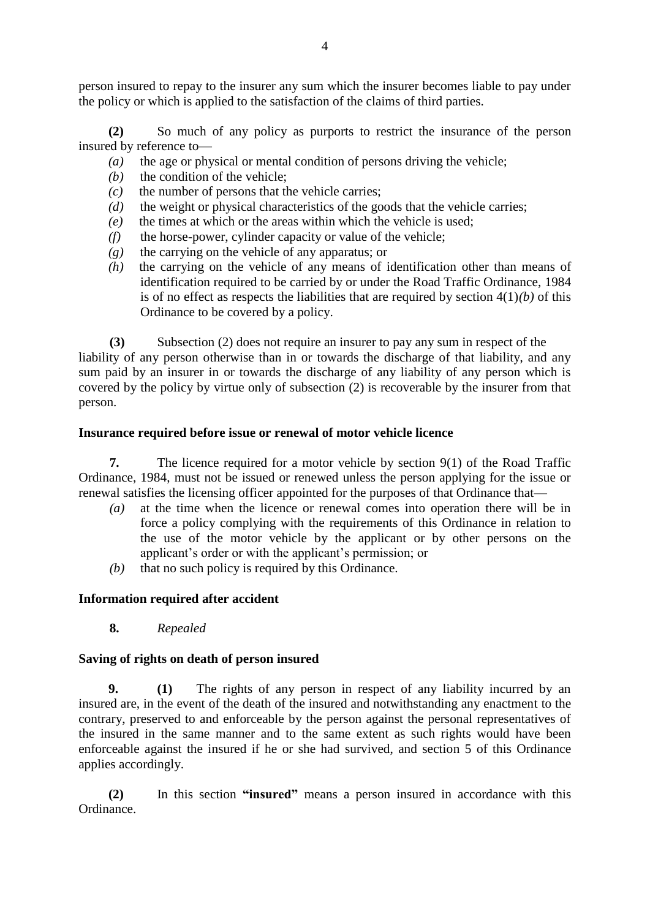person insured to repay to the insurer any sum which the insurer becomes liable to pay under the policy or which is applied to the satisfaction of the claims of third parties.

**(2)** So much of any policy as purports to restrict the insurance of the person insured by reference to—

- *(a)* the age or physical or mental condition of persons driving the vehicle;
- *(b)* the condition of the vehicle;
- *(c)* the number of persons that the vehicle carries;
- *(d)* the weight or physical characteristics of the goods that the vehicle carries;
- *(e)* the times at which or the areas within which the vehicle is used;
- *(f)* the horse-power, cylinder capacity or value of the vehicle;
- *(g)* the carrying on the vehicle of any apparatus; or
- *(h)* the carrying on the vehicle of any means of identification other than means of identification required to be carried by or under the Road Traffic Ordinance, 1984

is of no effect as respects the liabilities that are required by section 4(1)*(b)* of this Ordinance to be covered by a policy.

**(3)** Subsection (2) does not require an insurer to pay any sum in respect of the liability of any person otherwise than in or towards the discharge of that liability, and any sum paid by an insurer in or towards the discharge of any liability of any person which is covered by the policy by virtue only of subsection (2) is recoverable by the insurer from that person.

**Insurance required before issue or renewal of motor vehicle licence**

**7.** The licence required for a motor vehicle by section 9(1) of the Road Traffic Ordinance, 1984, must not be issued or renewed unless the person applying for the issue or renewal satisfies the licensing officer appointed for the purposes of that Ordinance that—

- *(a)* at the time when the licence or renewal comes into operation there will be in force a policy complying with the requirements of this Ordinance in relation to the use of the motor vehicle by the applicant or by other persons on the applicant's order or with the applicant's permission; or
- *(b)* that no such policy is required by this Ordinance.

**Information required after accident**

**8.** *Repealed*

**Saving of rights on death of person insured**

**9.** **(1)** The rights of any person in respect of any liability incurred by an insured are, in the event of the death of the insured and notwithstanding any enactment to the contrary, preserved to and enforceable by the person against the personal representatives of the insured in the same manner and to the same extent as such rights would have been enforceable against the insured if he or she had survived, and section 5 of this Ordinance applies accordingly.

**(2)** In this section **"insured"** means a person insured in accordance with this Ordinance.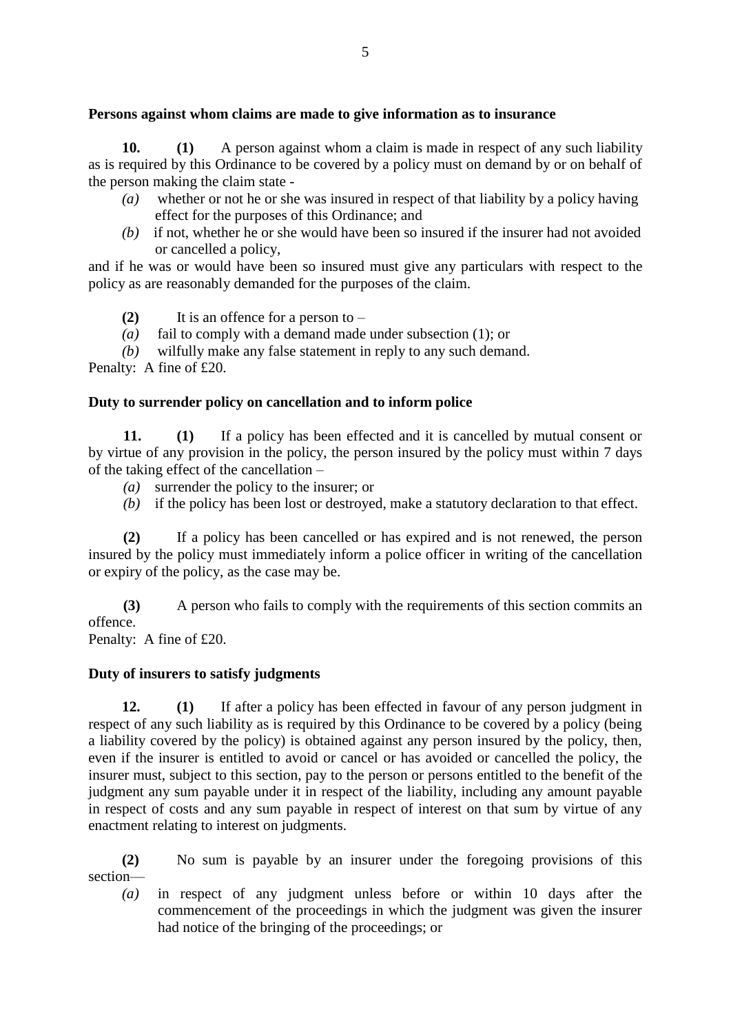**Persons against whom claims are made to give information as to insurance**

**10.** **(1)** A person against whom a claim is made in respect of any such liability as is required by this Ordinance to be covered by a policy must on demand by or on behalf of the person making the claim state -

*(a)* whether or not he or she was insured in respect of that liability by a policy having effect for the purposes of this Ordinance; and

*(b)* if not, whether he or she would have been so insured if the insurer had not avoided or cancelled a policy,

and if he was or would have been so insured must give any particulars with respect to the policy as are reasonably demanded for the purposes of the claim.

**(2)** It is an offence for a person to –

*(a)* fail to comply with a demand made under subsection (1); or

*(b)* wilfully make any false statement in reply to any such demand.

Penalty: A fine of £20.

**Duty to surrender policy on cancellation and to inform police**

**11.** **(1)** If a policy has been effected and it is cancelled by mutual consent or by virtue of any provision in the policy, the person insured by the policy must within 7 days of the taking effect of the cancellation –

*(a)* surrender the policy to the insurer; or

*(b)* if the policy has been lost or destroyed, make a statutory declaration to that effect.

**(2)** If a policy has been cancelled or has expired and is not renewed, the person insured by the policy must immediately inform a police officer in writing of the cancellation or expiry of the policy, as the case may be.

**(3)** A person who fails to comply with the requirements of this section commits an offence.

Penalty: A fine of £20.

**Duty of insurers to satisfy judgments**

**12.** **(1)** If after a policy has been effected in favour of any person judgment in respect of any such liability as is required by this Ordinance to be covered by a policy (being a liability covered by the policy) is obtained against any person insured by the policy, then, even if the insurer is entitled to avoid or cancel or has avoided or cancelled the policy, the insurer must, subject to this section, pay to the person or persons entitled to the benefit of the judgment any sum payable under it in respect of the liability, including any amount payable in respect of costs and any sum payable in respect of interest on that sum by virtue of any enactment relating to interest on judgments.

**(2)** No sum is payable by an insurer under the foregoing provisions of this section—

*(a)* in respect of any judgment unless before or within 10 days after the commencement of the proceedings in which the judgment was given the insurer had notice of the bringing of the proceedings; or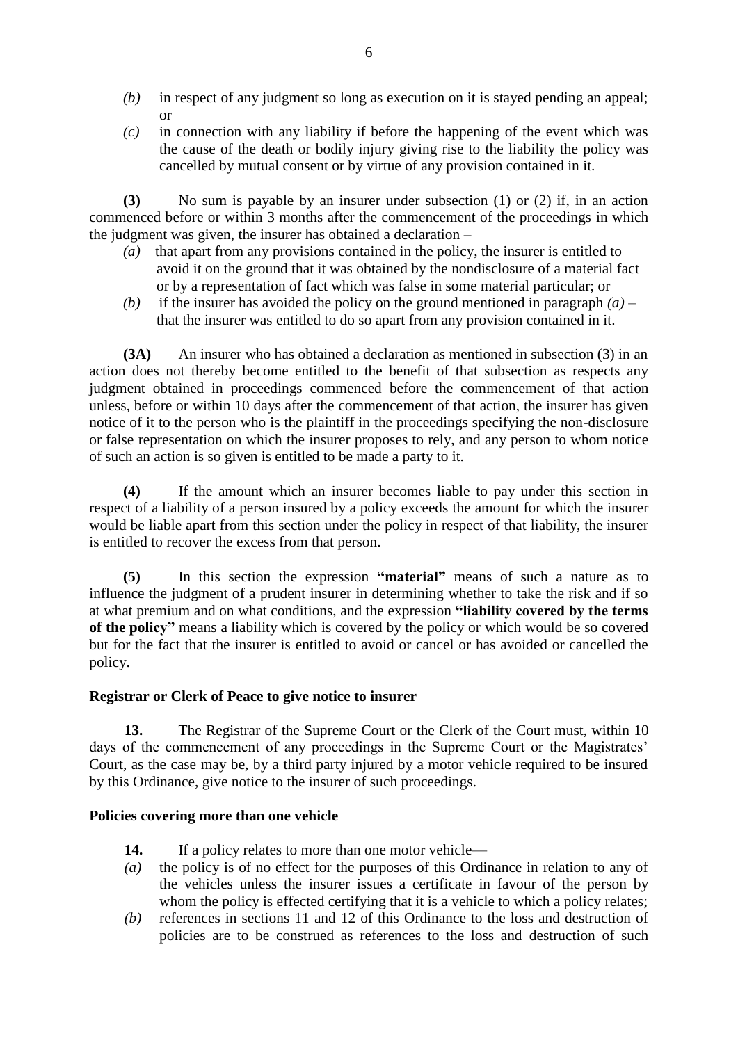*(b)* in respect of any judgment so long as execution on it is stayed pending an appeal; or

*(c)* in connection with any liability if before the happening of the event which was the cause of the death or bodily injury giving rise to the liability the policy was cancelled by mutual consent or by virtue of any provision contained in it.

**(3)** No sum is payable by an insurer under subsection (1) or (2) if, in an action commenced before or within 3 months after the commencement of the proceedings in which the judgment was given, the insurer has obtained a declaration –

*(a)* that apart from any provisions contained in the policy, the insurer is entitled to avoid it on the ground that it was obtained by the nondisclosure of a material fact or by a representation of fact which was false in some material particular; or

*(b)* if the insurer has avoided the policy on the ground mentioned in paragraph *(a)* – that the insurer was entitled to do so apart from any provision contained in it.

**(3A)** An insurer who has obtained a declaration as mentioned in subsection (3) in an action does not thereby become entitled to the benefit of that subsection as respects any judgment obtained in proceedings commenced before the commencement of that action unless, before or within 10 days after the commencement of that action, the insurer has given notice of it to the person who is the plaintiff in the proceedings specifying the non-disclosure or false representation on which the insurer proposes to rely, and any person to whom notice of such an action is so given is entitled to be made a party to it.

**(4)** If the amount which an insurer becomes liable to pay under this section in respect of a liability of a person insured by a policy exceeds the amount for which the insurer would be liable apart from this section under the policy in respect of that liability, the insurer is entitled to recover the excess from that person.

**(5)** In this section the expression **"material"** means of such a nature as to influence the judgment of a prudent insurer in determining whether to take the risk and if so at what premium and on what conditions, and the expression **"liability covered by the terms of the policy"** means a liability which is covered by the policy or which would be so covered but for the fact that the insurer is entitled to avoid or cancel or has avoided or cancelled the policy.

**Registrar or Clerk of Peace to give notice to insurer**

**13.** The Registrar of the Supreme Court or the Clerk of the Court must, within 10 days of the commencement of any proceedings in the Supreme Court or the Magistrates' Court, as the case may be, by a third party injured by a motor vehicle required to be insured by this Ordinance, give notice to the insurer of such proceedings.

**Policies covering more than one vehicle**

**14.** If a policy relates to more than one motor vehicle—

*(a)* the policy is of no effect for the purposes of this Ordinance in relation to any of the vehicles unless the insurer issues a certificate in favour of the person by whom the policy is effected certifying that it is a vehicle to which a policy relates;

*(b)* references in sections 11 and 12 of this Ordinance to the loss and destruction of policies are to be construed as references to the loss and destruction of such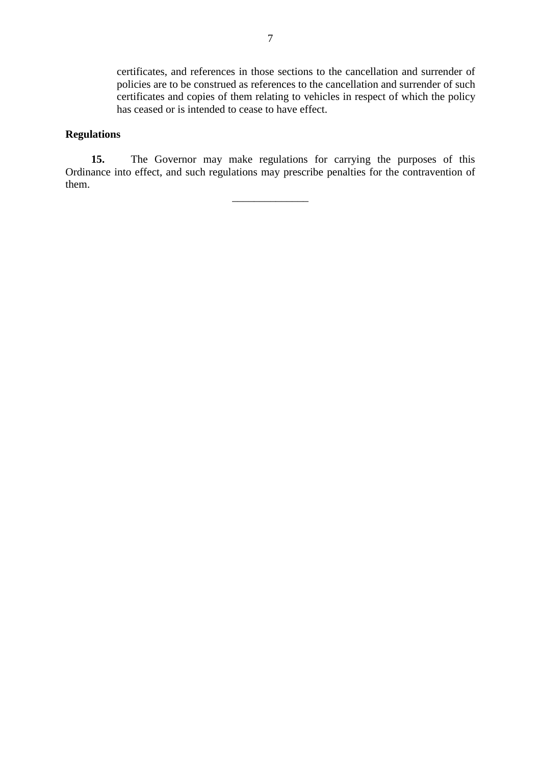certificates, and references in those sections to the cancellation and surrender of policies are to be construed as references to the cancellation and surrender of such certificates and copies of them relating to vehicles in respect of which the policy has ceased or is intended to cease to have effect.

**Regulations**

**15.** The Governor may make regulations for carrying the purposes of this Ordinance into effect, and such regulations may prescribe penalties for the contravention of them.

______________